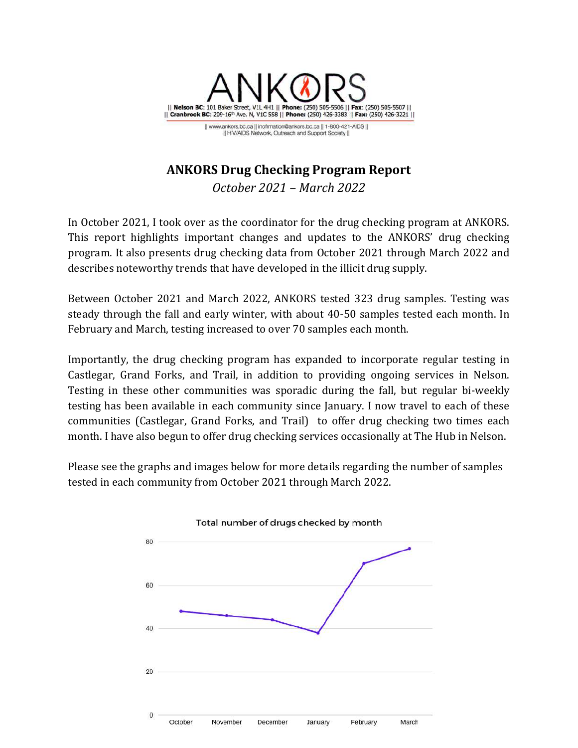ANKORS

|| Nelson BC: 101 Baker Street, V1L 4H1 || Phone: (250) 505-5506 || Fax: (250) 505-5507 ||
|| Cranbrook BC: 209-16th Ave. N, V1C 5S8 || Phone: (250) 426-3383 || Fax: (250) 426-3221 ||

|| www.ankors.bc.ca || inofrmation@ankors.bc.ca || 1-800-421-AIDS ||
|| HIV/AIDS Network, Outreach and Support Society ||

# ANKORS Drug Checking Program Report

*October 2021 – March 2022*

In October 2021, I took over as the coordinator for the drug checking program at ANKORS. This report highlights important changes and updates to the ANKORS' drug checking program. It also presents drug checking data from October 2021 through March 2022 and describes noteworthy trends that have developed in the illicit drug supply.

Between October 2021 and March 2022, ANKORS tested 323 drug samples. Testing was steady through the fall and early winter, with about 40-50 samples tested each month. In February and March, testing increased to over 70 samples each month.

Importantly, the drug checking program has expanded to incorporate regular testing in Castlegar, Grand Forks, and Trail, in addition to providing ongoing services in Nelson. Testing in these other communities was sporadic during the fall, but regular bi-weekly testing has been available in each community since January. I now travel to each of these communities (Castlegar, Grand Forks, and Trail) to offer drug checking two times each month. I have also begun to offer drug checking services occasionally at The Hub in Nelson.

Please see the graphs and images below for more details regarding the number of samples tested in each community from October 2021 through March 2022.

Total number of drugs checked by month

| Month | Samples (approx.) |
|---|---|
| October | 48 |
| November | 46 |
| December | 44 |
| January | 38 |
| February | 70 |
| March | 77 |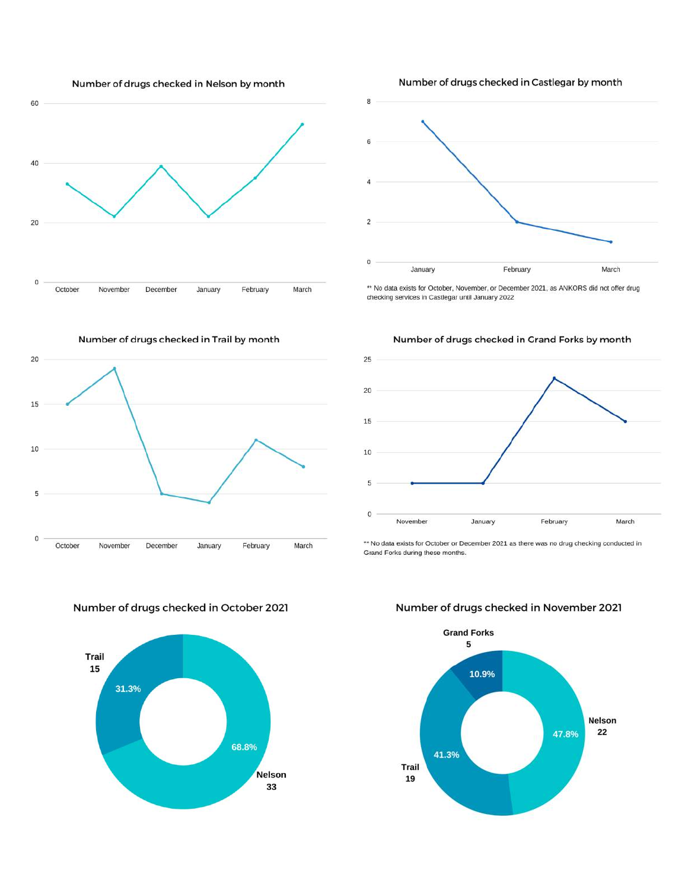### Number of drugs checked in Nelson by month

| Month | Number of drugs checked |
|---|---|
| October | 33 |
| November | 22 |
| December | 39 |
| January | 22 |
| February | 35 |
| March | 53 |

### Number of drugs checked in Castlegar by month

| Month | Number of drugs checked |
|---|---|
| January | 7 |
| February | 2 |
| March | 1 |

** No data exists for October, November, or December 2021, as ANKORS did not offer drug checking services in Castlegar until January 2022

### Number of drugs checked in Trail by month

| Month | Number of drugs checked |
|---|---|
| October | 15 |
| November | 19 |
| December | 5 |
| January | 4 |
| February | 11 |
| March | 8 |

### Number of drugs checked in Grand Forks by month

| Month | Number of drugs checked |
|---|---|
| November | 5 |
| January | 5 |
| February | 22 |
| March | 15 |

** No data exists for October or December 2021 as there was no drug checking conducted in Grand Forks during these months.

### Number of drugs checked in October 2021

| Location | Number | Percentage |
|---|---|---|
| Nelson | 33 | 68.8% |
| Trail | 15 | 31.3% |

### Number of drugs checked in November 2021

| Location | Number | Percentage |
|---|---|---|
| Nelson | 22 | 47.8% |
| Trail | 19 | 41.3% |
| Grand Forks | 5 | 10.9% |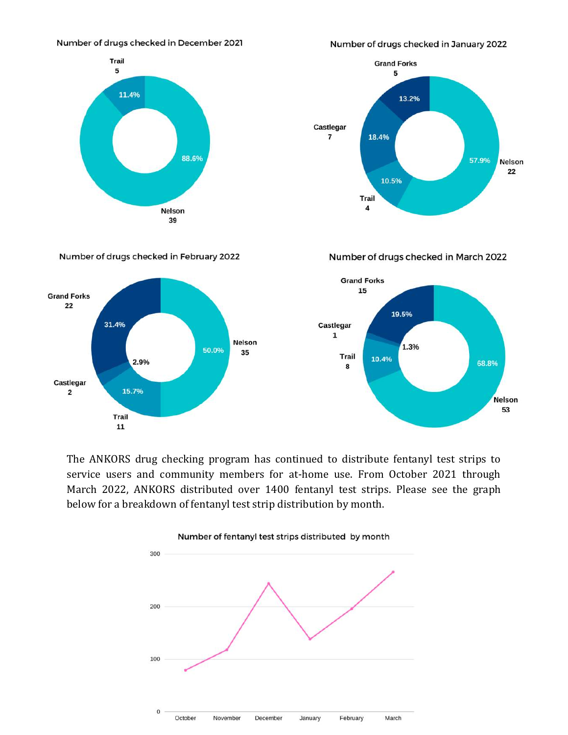**Number of drugs checked in December 2021**

| Location | Number | Percentage |
| --- | --- | --- |
| Nelson | 39 | 88.6% |
| Trail | 5 | 11.4% |

**Number of drugs checked in January 2022**

| Location | Number | Percentage |
| --- | --- | --- |
| Nelson | 22 | 57.9% |
| Castlegar | 7 | 18.4% |
| Grand Forks | 5 | 13.2% |
| Trail | 4 | 10.5% |

**Number of drugs checked in February 2022**

| Location | Number | Percentage |
| --- | --- | --- |
| Nelson | 35 | 50.0% |
| Grand Forks | 22 | 31.4% |
| Trail | 11 | 15.7% |
| Castlegar | 2 | 2.9% |

**Number of drugs checked in March 2022**

| Location | Number | Percentage |
| --- | --- | --- |
| Nelson | 53 | 68.8% |
| Grand Forks | 15 | 19.5% |
| Trail | 8 | 10.4% |
| Castlegar | 1 | 1.3% |

The ANKORS drug checking program has continued to distribute fentanyl test strips to service users and community members for at-home use. From October 2021 through March 2022, ANKORS distributed over 1400 fentanyl test strips. Please see the graph below for a breakdown of fentanyl test strip distribution by month.

**Number of fentanyl test strips distributed by month**

| Month | Approximate number |
| --- | --- |
| October | ~80 |
| November | ~118 |
| December | ~245 |
| January | ~139 |
| February | ~197 |
| March | ~267 |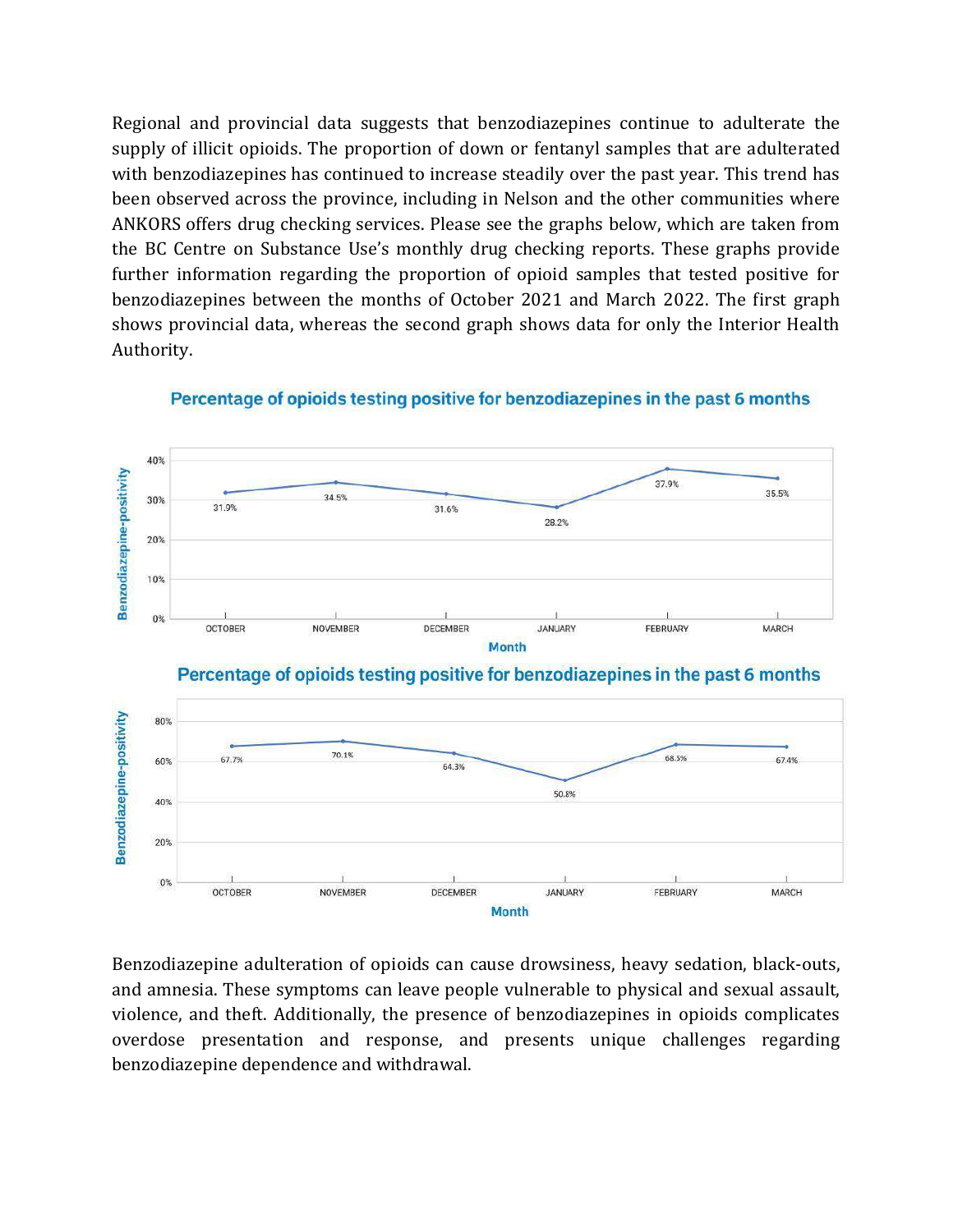Regional and provincial data suggests that benzodiazepines continue to adulterate the supply of illicit opioids. The proportion of down or fentanyl samples that are adulterated with benzodiazepines has continued to increase steadily over the past year. This trend has been observed across the province, including in Nelson and the other communities where ANKORS offers drug checking services. Please see the graphs below, which are taken from the BC Centre on Substance Use's monthly drug checking reports. These graphs provide further information regarding the proportion of opioid samples that tested positive for benzodiazepines between the months of October 2021 and March 2022. The first graph shows provincial data, whereas the second graph shows data for only the Interior Health Authority.

**Percentage of opioids testing positive for benzodiazepines in the past 6 months**

| Month | Benzodiazepine-positivity |
|---|---|
| OCTOBER | 31.9% |
| NOVEMBER | 34.5% |
| DECEMBER | 31.6% |
| JANUARY | 28.2% |
| FEBRUARY | 37.9% |
| MARCH | 35.5% |

**Percentage of opioids testing positive for benzodiazepines in the past 6 months**

| Month | Benzodiazepine-positivity |
|---|---|
| OCTOBER | 67.7% |
| NOVEMBER | 70.1% |
| DECEMBER | 64.3% |
| JANUARY | 50.8% |
| FEBRUARY | 68.5% |
| MARCH | 67.4% |

Benzodiazepine adulteration of opioids can cause drowsiness, heavy sedation, black-outs, and amnesia. These symptoms can leave people vulnerable to physical and sexual assault, violence, and theft. Additionally, the presence of benzodiazepines in opioids complicates overdose presentation and response, and presents unique challenges regarding benzodiazepine dependence and withdrawal.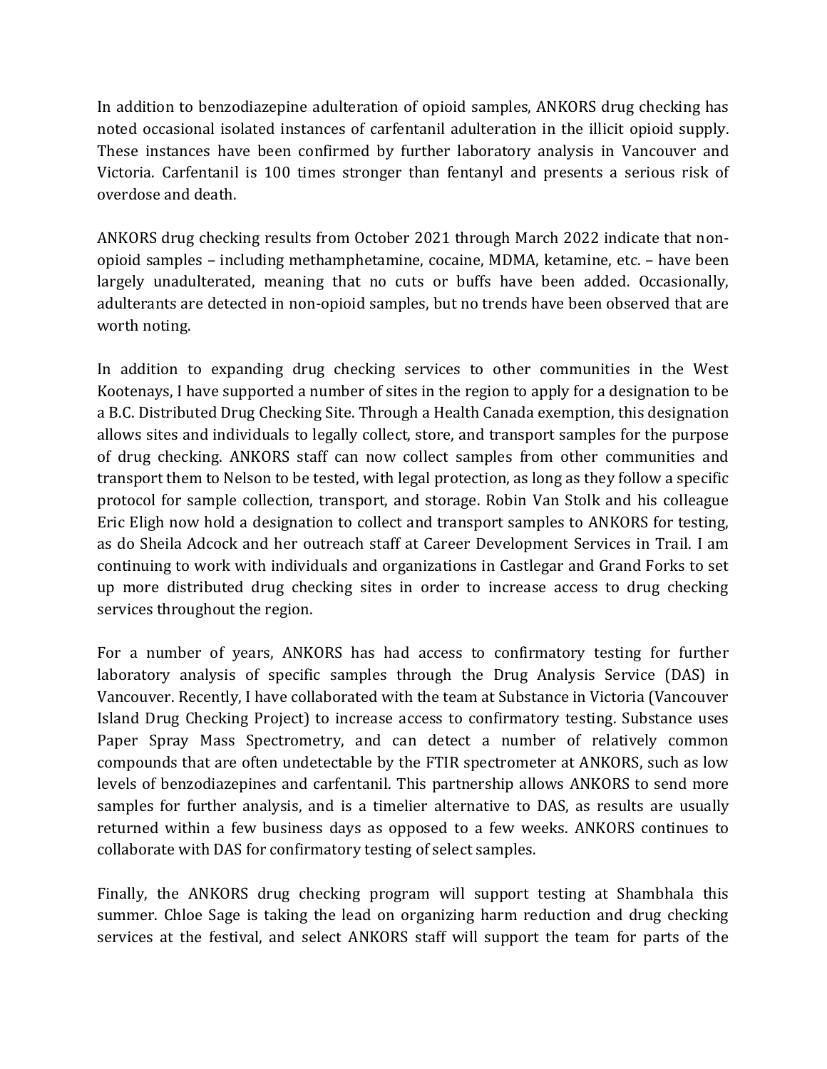In addition to benzodiazepine adulteration of opioid samples, ANKORS drug checking has noted occasional isolated instances of carfentanil adulteration in the illicit opioid supply. These instances have been confirmed by further laboratory analysis in Vancouver and Victoria. Carfentanil is 100 times stronger than fentanyl and presents a serious risk of overdose and death.

ANKORS drug checking results from October 2021 through March 2022 indicate that non-opioid samples – including methamphetamine, cocaine, MDMA, ketamine, etc. – have been largely unadulterated, meaning that no cuts or buffs have been added. Occasionally, adulterants are detected in non-opioid samples, but no trends have been observed that are worth noting.

In addition to expanding drug checking services to other communities in the West Kootenays, I have supported a number of sites in the region to apply for a designation to be a B.C. Distributed Drug Checking Site. Through a Health Canada exemption, this designation allows sites and individuals to legally collect, store, and transport samples for the purpose of drug checking. ANKORS staff can now collect samples from other communities and transport them to Nelson to be tested, with legal protection, as long as they follow a specific protocol for sample collection, transport, and storage. Robin Van Stolk and his colleague Eric Eligh now hold a designation to collect and transport samples to ANKORS for testing, as do Sheila Adcock and her outreach staff at Career Development Services in Trail. I am continuing to work with individuals and organizations in Castlegar and Grand Forks to set up more distributed drug checking sites in order to increase access to drug checking services throughout the region.

For a number of years, ANKORS has had access to confirmatory testing for further laboratory analysis of specific samples through the Drug Analysis Service (DAS) in Vancouver. Recently, I have collaborated with the team at Substance in Victoria (Vancouver Island Drug Checking Project) to increase access to confirmatory testing. Substance uses Paper Spray Mass Spectrometry, and can detect a number of relatively common compounds that are often undetectable by the FTIR spectrometer at ANKORS, such as low levels of benzodiazepines and carfentanil. This partnership allows ANKORS to send more samples for further analysis, and is a timelier alternative to DAS, as results are usually returned within a few business days as opposed to a few weeks. ANKORS continues to collaborate with DAS for confirmatory testing of select samples.

Finally, the ANKORS drug checking program will support testing at Shambhala this summer. Chloe Sage is taking the lead on organizing harm reduction and drug checking services at the festival, and select ANKORS staff will support the team for parts of the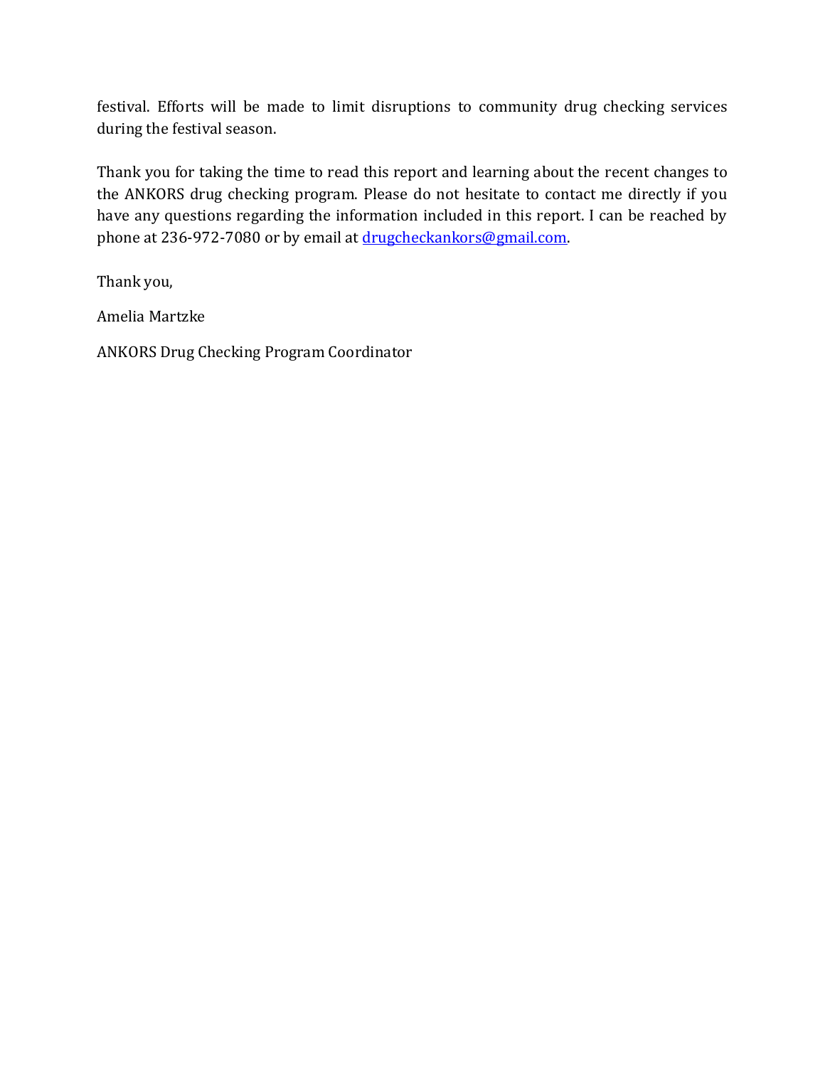festival. Efforts will be made to limit disruptions to community drug checking services during the festival season.

Thank you for taking the time to read this report and learning about the recent changes to the ANKORS drug checking program. Please do not hesitate to contact me directly if you have any questions regarding the information included in this report. I can be reached by phone at 236-972-7080 or by email at drugcheckankors@gmail.com.

Thank you,

Amelia Martzke

ANKORS Drug Checking Program Coordinator